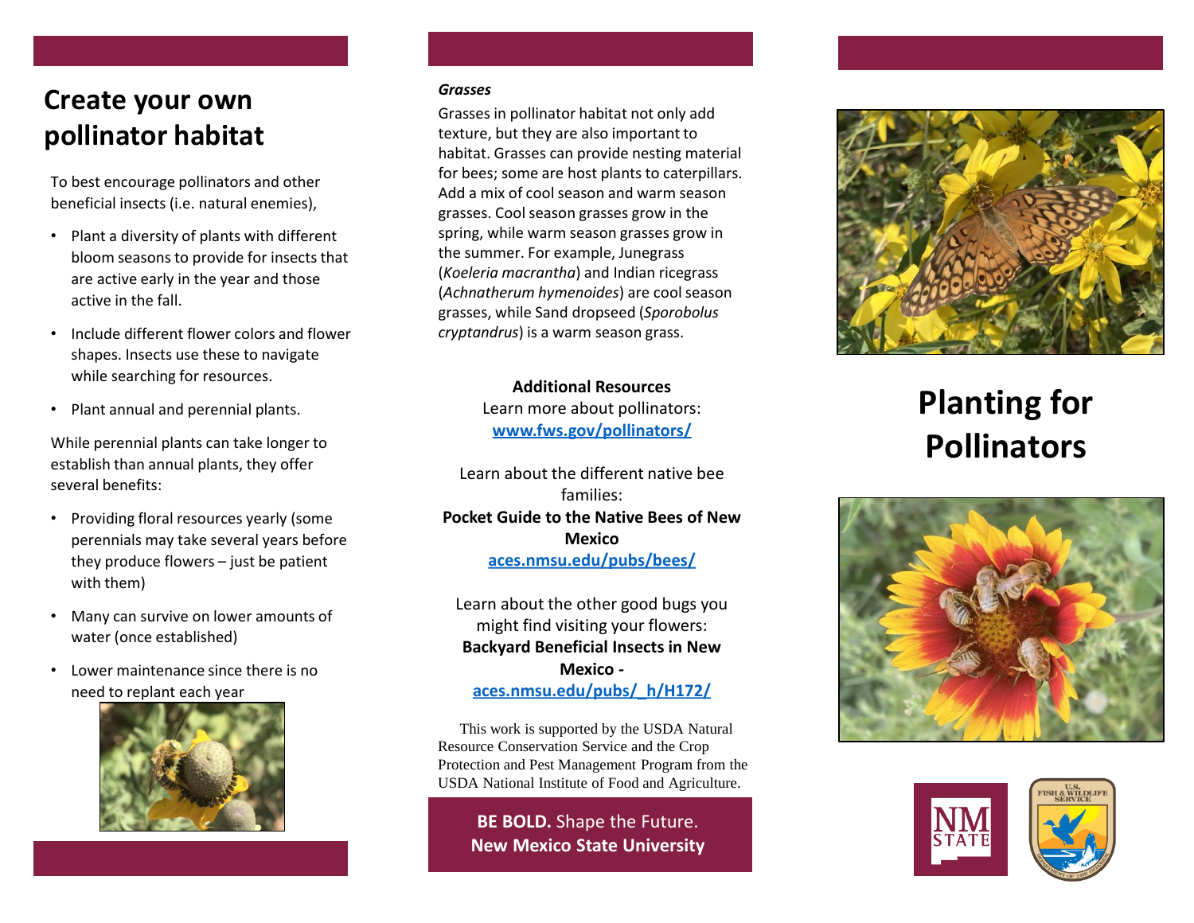## Create your own pollinator habitat

To best encourage pollinators and other beneficial insects (i.e. natural enemies),

- Plant a diversity of plants with different bloom seasons to provide for insects that are active early in the year and those active in the fall.
- Include different flower colors and flower shapes. Insects use these to navigate while searching for resources.
- Plant annual and perennial plants.

While perennial plants can take longer to establish than annual plants, they offer several benefits:

- Providing floral resources yearly (some perennials may take several years before they produce flowers – just be patient with them)
- Many can survive on lower amounts of water (once established)
- Lower maintenance since there is no need to replant each year

***Grasses***

Grasses in pollinator habitat not only add texture, but they are also important to habitat. Grasses can provide nesting material for bees; some are host plants to caterpillars. Add a mix of cool season and warm season grasses. Cool season grasses grow in the spring, while warm season grasses grow in the summer. For example, Junegrass (*Koeleria macrantha*) and Indian ricegrass (*Achnatherum hymenoides*) are cool season grasses, while Sand dropseed (*Sporobolus cryptandrus*) is a warm season grass.

**Additional Resources**

Learn more about pollinators:
www.fws.gov/pollinators/

Learn about the different native bee families:
**Pocket Guide to the Native Bees of New Mexico**
aces.nmsu.edu/pubs/bees/

Learn about the other good bugs you might find visiting your flowers:
**Backyard Beneficial Insects in New Mexico -**
aces.nmsu.edu/pubs/_h/H172/

This work is supported by the USDA Natural Resource Conservation Service and the Crop Protection and Pest Management Program from the USDA National Institute of Food and Agriculture.

**BE BOLD.** Shape the Future.
**New Mexico State University**

# Planting for Pollinators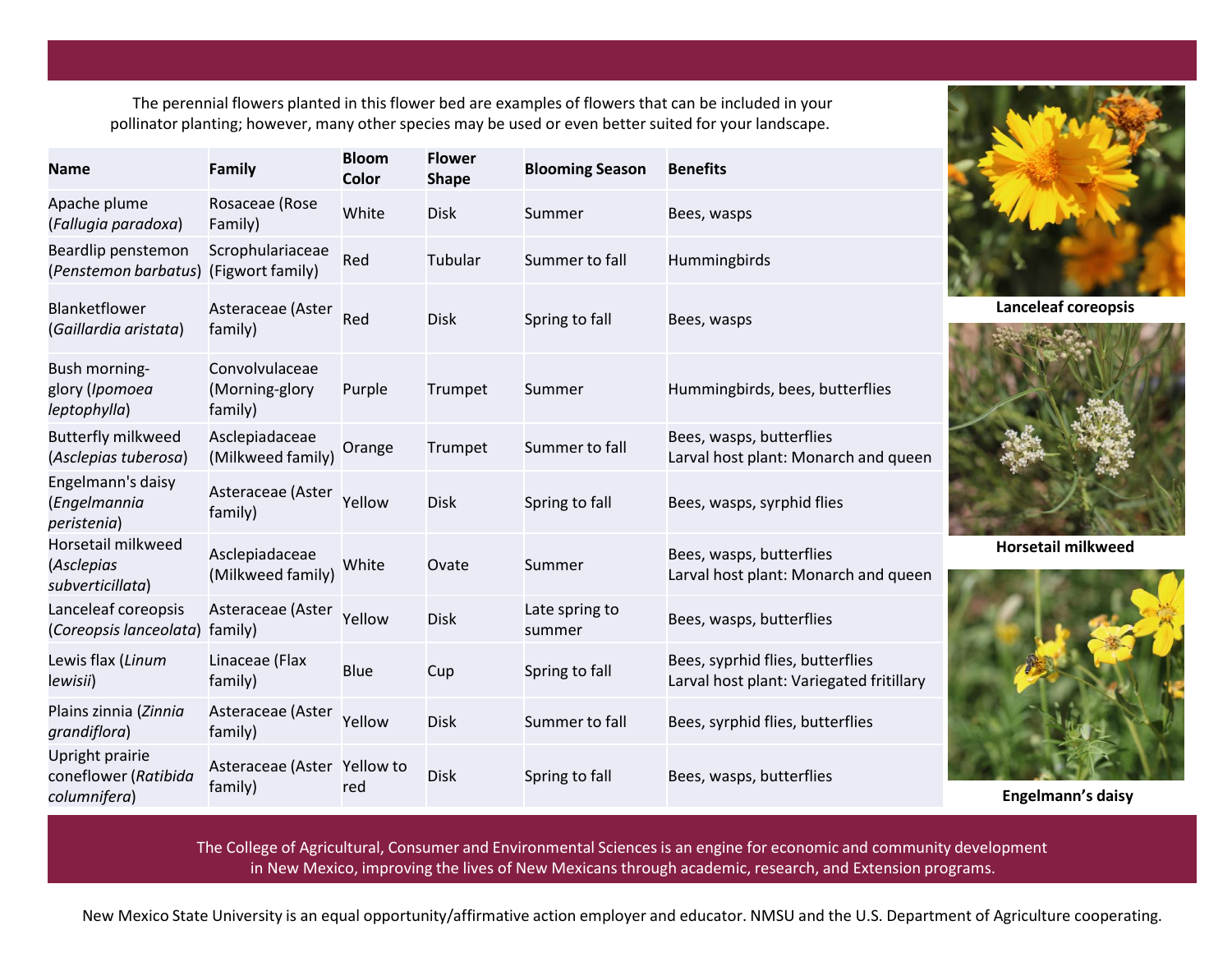The perennial flowers planted in this flower bed are examples of flowers that can be included in your pollinator planting; however, many other species may be used or even better suited for your landscape.

| Name | Family | Bloom Color | Flower Shape | Blooming Season | Benefits |
|---|---|---|---|---|---|
| Apache plume (*Fallugia paradoxa*) | Rosaceae (Rose Family) | White | Disk | Summer | Bees, wasps |
| Beardlip penstemon (*Penstemon barbatus*) | Scrophulariaceae (Figwort family) | Red | Tubular | Summer to fall | Hummingbirds |
| Blanketflower (*Gaillardia aristata*) | Asteraceae (Aster family) | Red | Disk | Spring to fall | Bees, wasps |
| Bush morning-glory (*Ipomoea leptophylla*) | Convolvulaceae (Morning-glory family) | Purple | Trumpet | Summer | Hummingbirds, bees, butterflies |
| Butterfly milkweed (*Asclepias tuberosa*) | Asclepiadaceae (Milkweed family) | Orange | Trumpet | Summer to fall | Bees, wasps, butterflies<br>Larval host plant: Monarch and queen |
| Engelmann's daisy (*Engelmannia peristenia*) | Asteraceae (Aster family) | Yellow | Disk | Spring to fall | Bees, wasps, syrphid flies |
| Horsetail milkweed (*Asclepias subverticillata*) | Asclepiadaceae (Milkweed family) | White | Ovate | Summer | Bees, wasps, butterflies<br>Larval host plant: Monarch and queen |
| Lanceleaf coreopsis (*Coreopsis lanceolata*) | Asteraceae (Aster family) | Yellow | Disk | Late spring to summer | Bees, wasps, butterflies |
| Lewis flax (*Linum lewisii*) | Linaceae (Flax family) | Blue | Cup | Spring to fall | Bees, syrphid flies, butterflies<br>Larval host plant: Variegated fritillary |
| Plains zinnia (*Zinnia grandiflora*) | Asteraceae (Aster family) | Yellow | Disk | Summer to fall | Bees, syrphid flies, butterflies |
| Upright prairie coneflower (*Ratibida columnifera*) | Asteraceae (Aster family) | Yellow to red | Disk | Spring to fall | Bees, wasps, butterflies |

**Lanceleaf coreopsis**

**Horsetail milkweed**

**Engelmann's daisy**

The College of Agricultural, Consumer and Environmental Sciences is an engine for economic and community development in New Mexico, improving the lives of New Mexicans through academic, research, and Extension programs.

New Mexico State University is an equal opportunity/affirmative action employer and educator. NMSU and the U.S. Department of Agriculture cooperating.